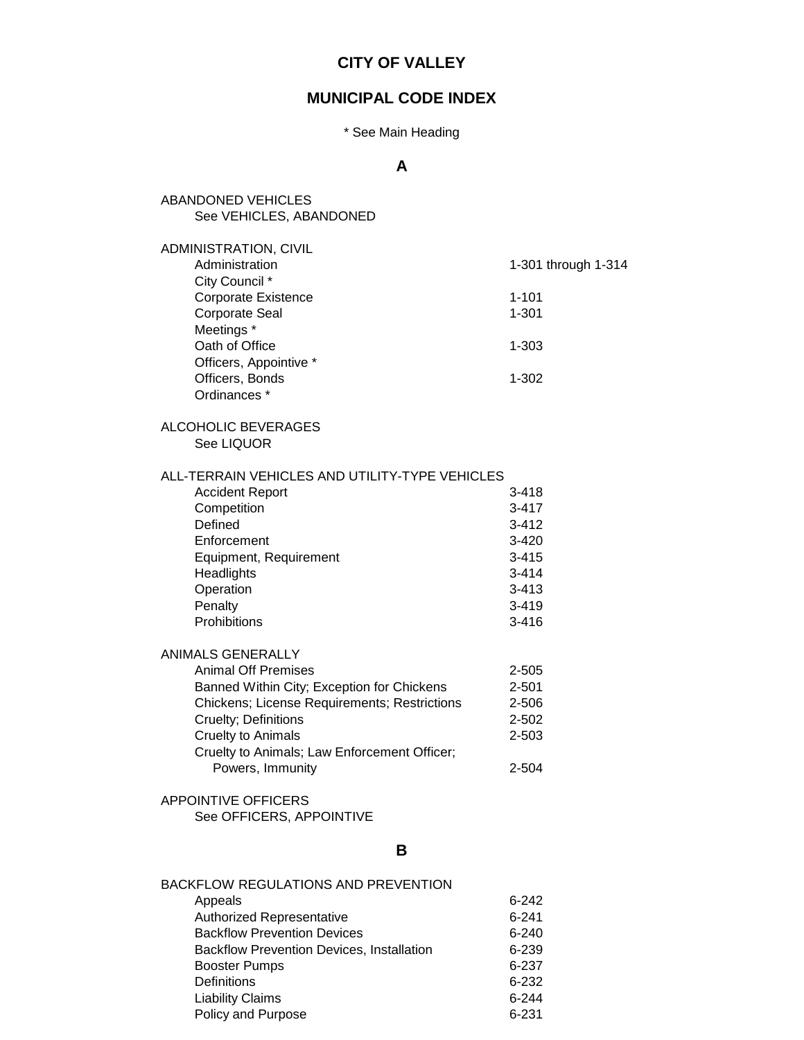# CITY OF VALLEY

## MUNICIPAL CODE INDEX

\* See Main Heading

### A

ABANDONED VEHICLES
See VEHICLES, ABANDONED

ADMINISTRATION, CIVIL

| | |
|---|---|
| Administration | 1-301 through 1-314 |
| City Council * | |
| Corporate Existence | 1-101 |
| Corporate Seal | 1-301 |
| Meetings * | |
| Oath of Office | 1-303 |
| Officers, Appointive * | |
| Officers, Bonds | 1-302 |
| Ordinances * | |

ALCOHOLIC BEVERAGES
See LIQUOR

ALL-TERRAIN VEHICLES AND UTILITY-TYPE VEHICLES

| | |
|---|---|
| Accident Report | 3-418 |
| Competition | 3-417 |
| Defined | 3-412 |
| Enforcement | 3-420 |
| Equipment, Requirement | 3-415 |
| Headlights | 3-414 |
| Operation | 3-413 |
| Penalty | 3-419 |
| Prohibitions | 3-416 |

ANIMALS GENERALLY

| | |
|---|---|
| Animal Off Premises | 2-505 |
| Banned Within City; Exception for Chickens | 2-501 |
| Chickens; License Requirements; Restrictions | 2-506 |
| Cruelty; Definitions | 2-502 |
| Cruelty to Animals | 2-503 |
| Cruelty to Animals; Law Enforcement Officer; Powers, Immunity | 2-504 |

APPOINTIVE OFFICERS
See OFFICERS, APPOINTIVE

### B

BACKFLOW REGULATIONS AND PREVENTION

| | |
|---|---|
| Appeals | 6-242 |
| Authorized Representative | 6-241 |
| Backflow Prevention Devices | 6-240 |
| Backflow Prevention Devices, Installation | 6-239 |
| Booster Pumps | 6-237 |
| Definitions | 6-232 |
| Liability Claims | 6-244 |
| Policy and Purpose | 6-231 |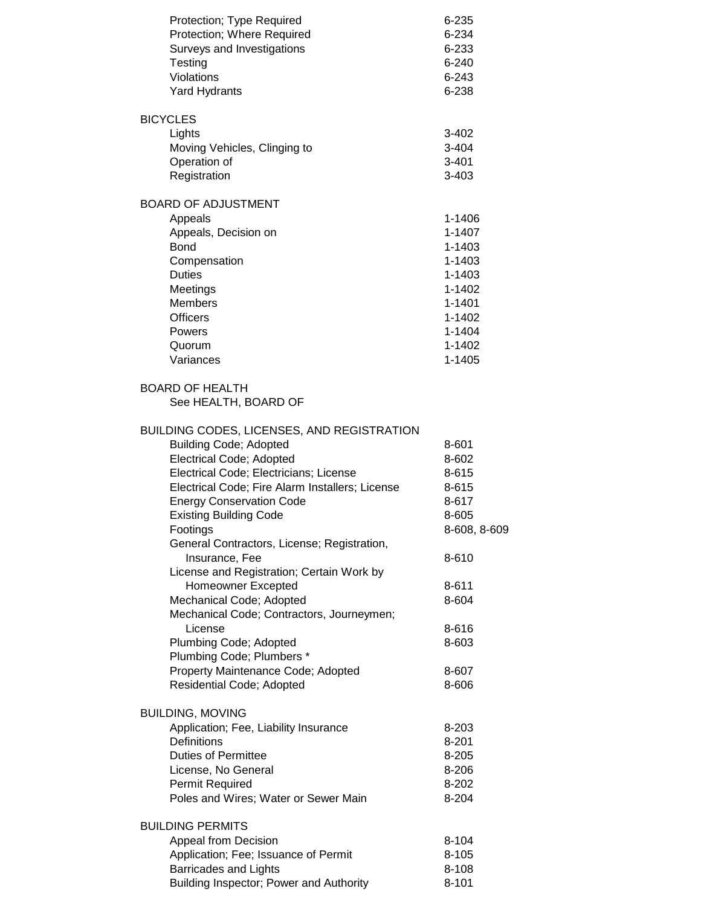| | |
|---|---|
| Protection; Type Required | 6-235 |
| Protection; Where Required | 6-234 |
| Surveys and Investigations | 6-233 |
| Testing | 6-240 |
| Violations | 6-243 |
| Yard Hydrants | 6-238 |

BICYCLES

| | |
|---|---|
| Lights | 3-402 |
| Moving Vehicles, Clinging to | 3-404 |
| Operation of | 3-401 |
| Registration | 3-403 |

BOARD OF ADJUSTMENT

| | |
|---|---|
| Appeals | 1-1406 |
| Appeals, Decision on | 1-1407 |
| Bond | 1-1403 |
| Compensation | 1-1403 |
| Duties | 1-1403 |
| Meetings | 1-1402 |
| Members | 1-1401 |
| Officers | 1-1402 |
| Powers | 1-1404 |
| Quorum | 1-1402 |
| Variances | 1-1405 |

BOARD OF HEALTH

See HEALTH, BOARD OF

BUILDING CODES, LICENSES, AND REGISTRATION

| | |
|---|---|
| Building Code; Adopted | 8-601 |
| Electrical Code; Adopted | 8-602 |
| Electrical Code; Electricians; License | 8-615 |
| Electrical Code; Fire Alarm Installers; License | 8-615 |
| Energy Conservation Code | 8-617 |
| Existing Building Code | 8-605 |
| Footings | 8-608, 8-609 |
| General Contractors, License; Registration, Insurance, Fee | 8-610 |
| License and Registration; Certain Work by Homeowner Excepted | 8-611 |
| Mechanical Code; Adopted | 8-604 |
| Mechanical Code; Contractors, Journeymen; License | 8-616 |
| Plumbing Code; Adopted | 8-603 |
| Plumbing Code; Plumbers * | |
| Property Maintenance Code; Adopted | 8-607 |
| Residential Code; Adopted | 8-606 |

BUILDING, MOVING

| | |
|---|---|
| Application; Fee, Liability Insurance | 8-203 |
| Definitions | 8-201 |
| Duties of Permittee | 8-205 |
| License, No General | 8-206 |
| Permit Required | 8-202 |
| Poles and Wires; Water or Sewer Main | 8-204 |

BUILDING PERMITS

| | |
|---|---|
| Appeal from Decision | 8-104 |
| Application; Fee; Issuance of Permit | 8-105 |
| Barricades and Lights | 8-108 |
| Building Inspector; Power and Authority | 8-101 |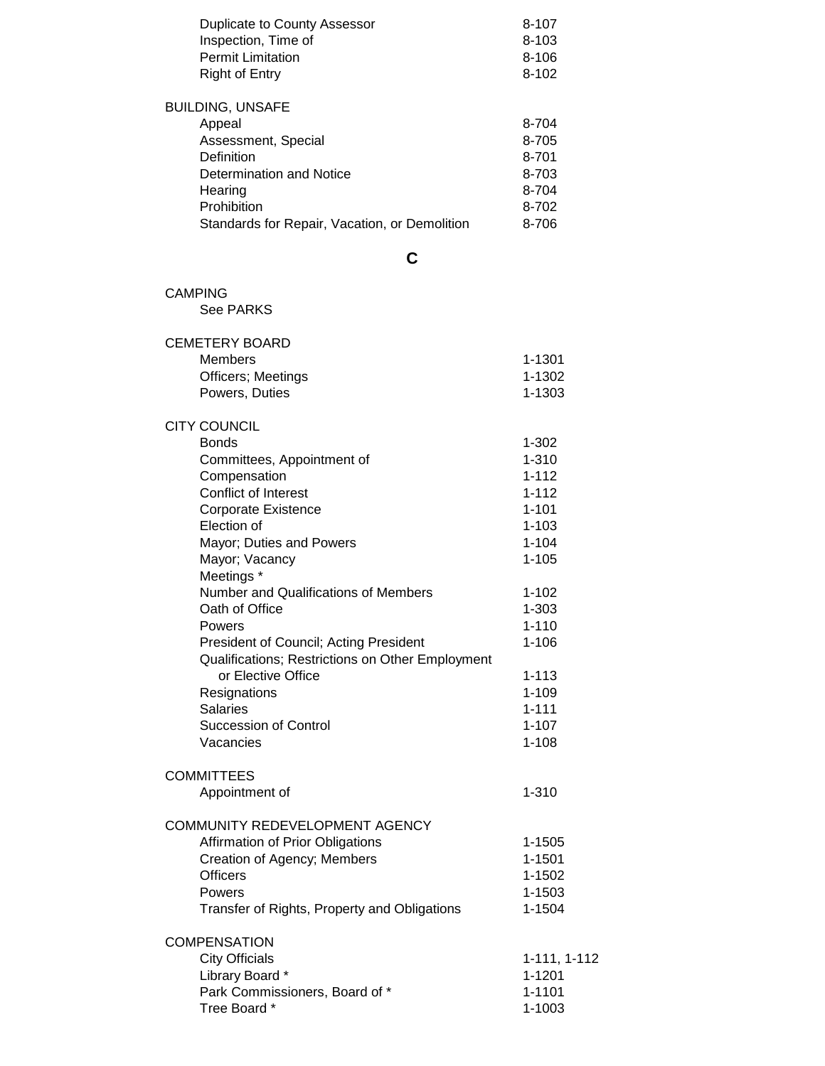| | |
|---|---|
| Duplicate to County Assessor | 8-107 |
| Inspection, Time of | 8-103 |
| Permit Limitation | 8-106 |
| Right of Entry | 8-102 |

BUILDING, UNSAFE

| | |
|---|---|
| Appeal | 8-704 |
| Assessment, Special | 8-705 |
| Definition | 8-701 |
| Determination and Notice | 8-703 |
| Hearing | 8-704 |
| Prohibition | 8-702 |
| Standards for Repair, Vacation, or Demolition | 8-706 |

## C

CAMPING

See PARKS

CEMETERY BOARD

| | |
|---|---|
| Members | 1-1301 |
| Officers; Meetings | 1-1302 |
| Powers, Duties | 1-1303 |

CITY COUNCIL

| | |
|---|---|
| Bonds | 1-302 |
| Committees, Appointment of | 1-310 |
| Compensation | 1-112 |
| Conflict of Interest | 1-112 |
| Corporate Existence | 1-101 |
| Election of | 1-103 |
| Mayor; Duties and Powers | 1-104 |
| Mayor; Vacancy | 1-105 |
| Meetings * | |
| Number and Qualifications of Members | 1-102 |
| Oath of Office | 1-303 |
| Powers | 1-110 |
| President of Council; Acting President | 1-106 |
| Qualifications; Restrictions on Other Employment or Elective Office | 1-113 |
| Resignations | 1-109 |
| Salaries | 1-111 |
| Succession of Control | 1-107 |
| Vacancies | 1-108 |

COMMITTEES

| | |
|---|---|
| Appointment of | 1-310 |

COMMUNITY REDEVELOPMENT AGENCY

| | |
|---|---|
| Affirmation of Prior Obligations | 1-1505 |
| Creation of Agency; Members | 1-1501 |
| Officers | 1-1502 |
| Powers | 1-1503 |
| Transfer of Rights, Property and Obligations | 1-1504 |

COMPENSATION

| | |
|---|---|
| City Officials | 1-111, 1-112 |
| Library Board * | 1-1201 |
| Park Commissioners, Board of * | 1-1101 |
| Tree Board * | 1-1003 |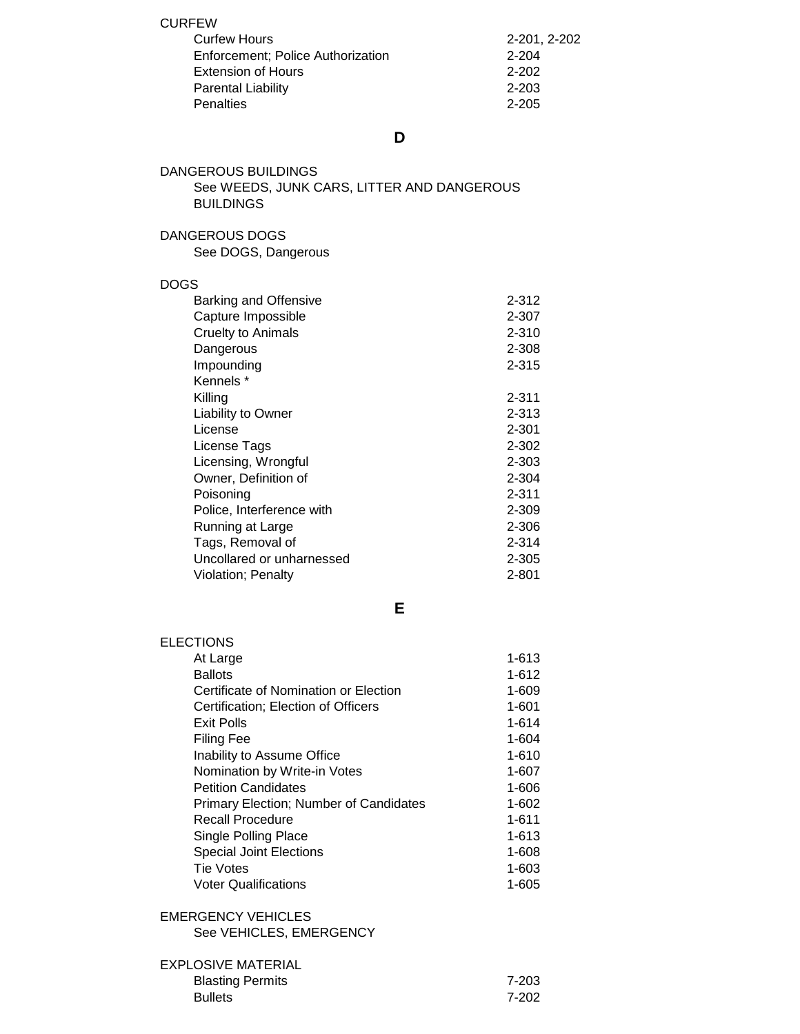CURFEW

| | |
|---|---|
| Curfew Hours | 2-201, 2-202 |
| Enforcement; Police Authorization | 2-204 |
| Extension of Hours | 2-202 |
| Parental Liability | 2-203 |
| Penalties | 2-205 |

## D

DANGEROUS BUILDINGS

See WEEDS, JUNK CARS, LITTER AND DANGEROUS BUILDINGS

DANGEROUS DOGS

See DOGS, Dangerous

DOGS

| | |
|---|---|
| Barking and Offensive | 2-312 |
| Capture Impossible | 2-307 |
| Cruelty to Animals | 2-310 |
| Dangerous | 2-308 |
| Impounding | 2-315 |
| Kennels * | |
| Killing | 2-311 |
| Liability to Owner | 2-313 |
| License | 2-301 |
| License Tags | 2-302 |
| Licensing, Wrongful | 2-303 |
| Owner, Definition of | 2-304 |
| Poisoning | 2-311 |
| Police, Interference with | 2-309 |
| Running at Large | 2-306 |
| Tags, Removal of | 2-314 |
| Uncollared or unharnessed | 2-305 |
| Violation; Penalty | 2-801 |

## E

ELECTIONS

| | |
|---|---|
| At Large | 1-613 |
| Ballots | 1-612 |
| Certificate of Nomination or Election | 1-609 |
| Certification; Election of Officers | 1-601 |
| Exit Polls | 1-614 |
| Filing Fee | 1-604 |
| Inability to Assume Office | 1-610 |
| Nomination by Write-in Votes | 1-607 |
| Petition Candidates | 1-606 |
| Primary Election; Number of Candidates | 1-602 |
| Recall Procedure | 1-611 |
| Single Polling Place | 1-613 |
| Special Joint Elections | 1-608 |
| Tie Votes | 1-603 |
| Voter Qualifications | 1-605 |

EMERGENCY VEHICLES

See VEHICLES, EMERGENCY

EXPLOSIVE MATERIAL

| | |
|---|---|
| Blasting Permits | 7-203 |
| Bullets | 7-202 |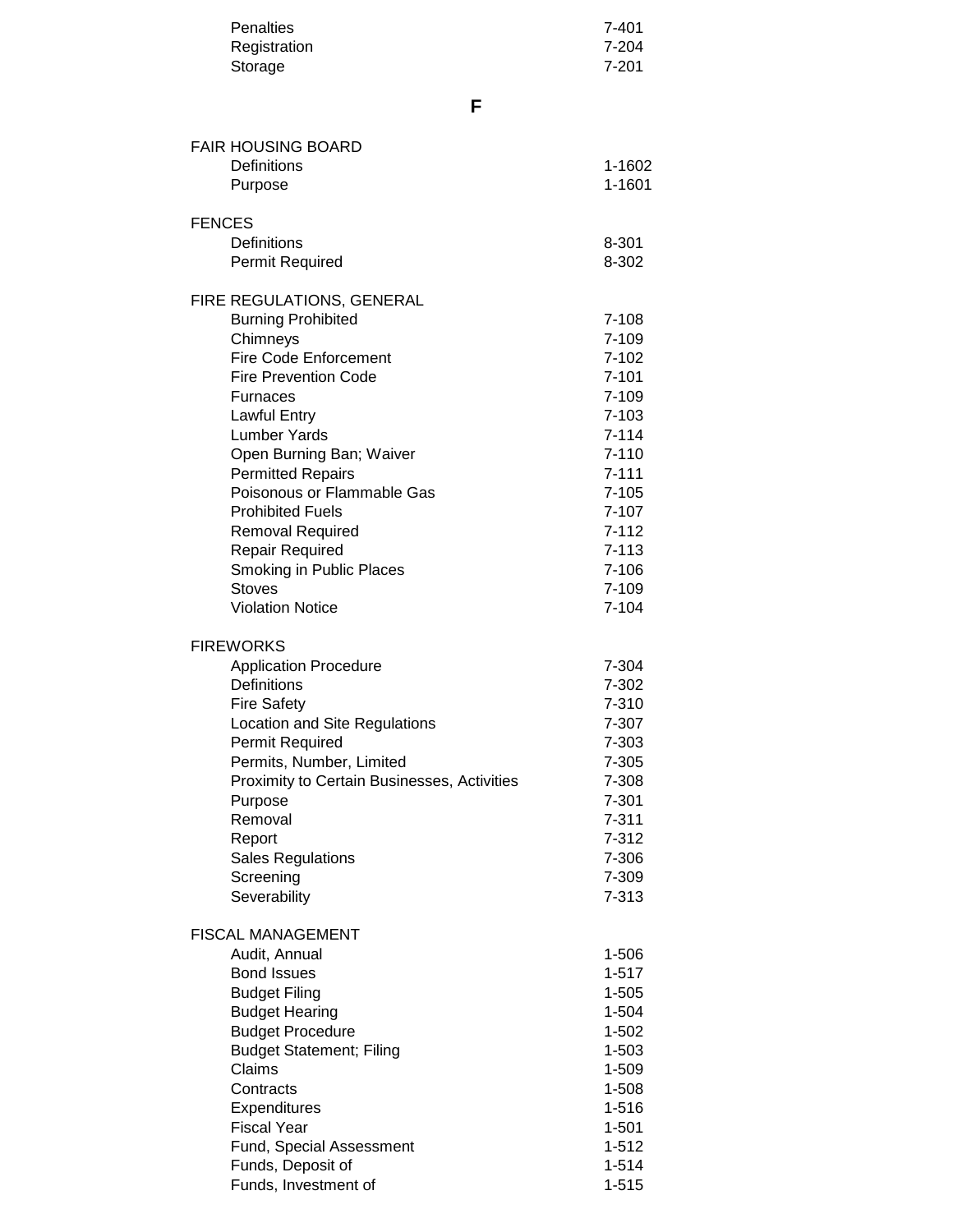| | |
|---|---|
| Penalties | 7-401 |
| Registration | 7-204 |
| Storage | 7-201 |

## F

| | |
|---|---|
| **FAIR HOUSING BOARD** | |
| Definitions | 1-1602 |
| Purpose | 1-1601 |
| | |
| **FENCES** | |
| Definitions | 8-301 |
| Permit Required | 8-302 |
| | |
| **FIRE REGULATIONS, GENERAL** | |
| Burning Prohibited | 7-108 |
| Chimneys | 7-109 |
| Fire Code Enforcement | 7-102 |
| Fire Prevention Code | 7-101 |
| Furnaces | 7-109 |
| Lawful Entry | 7-103 |
| Lumber Yards | 7-114 |
| Open Burning Ban; Waiver | 7-110 |
| Permitted Repairs | 7-111 |
| Poisonous or Flammable Gas | 7-105 |
| Prohibited Fuels | 7-107 |
| Removal Required | 7-112 |
| Repair Required | 7-113 |
| Smoking in Public Places | 7-106 |
| Stoves | 7-109 |
| Violation Notice | 7-104 |
| | |
| **FIREWORKS** | |
| Application Procedure | 7-304 |
| Definitions | 7-302 |
| Fire Safety | 7-310 |
| Location and Site Regulations | 7-307 |
| Permit Required | 7-303 |
| Permits, Number, Limited | 7-305 |
| Proximity to Certain Businesses, Activities | 7-308 |
| Purpose | 7-301 |
| Removal | 7-311 |
| Report | 7-312 |
| Sales Regulations | 7-306 |
| Screening | 7-309 |
| Severability | 7-313 |
| | |
| **FISCAL MANAGEMENT** | |
| Audit, Annual | 1-506 |
| Bond Issues | 1-517 |
| Budget Filing | 1-505 |
| Budget Hearing | 1-504 |
| Budget Procedure | 1-502 |
| Budget Statement; Filing | 1-503 |
| Claims | 1-509 |
| Contracts | 1-508 |
| Expenditures | 1-516 |
| Fiscal Year | 1-501 |
| Fund, Special Assessment | 1-512 |
| Funds, Deposit of | 1-514 |
| Funds, Investment of | 1-515 |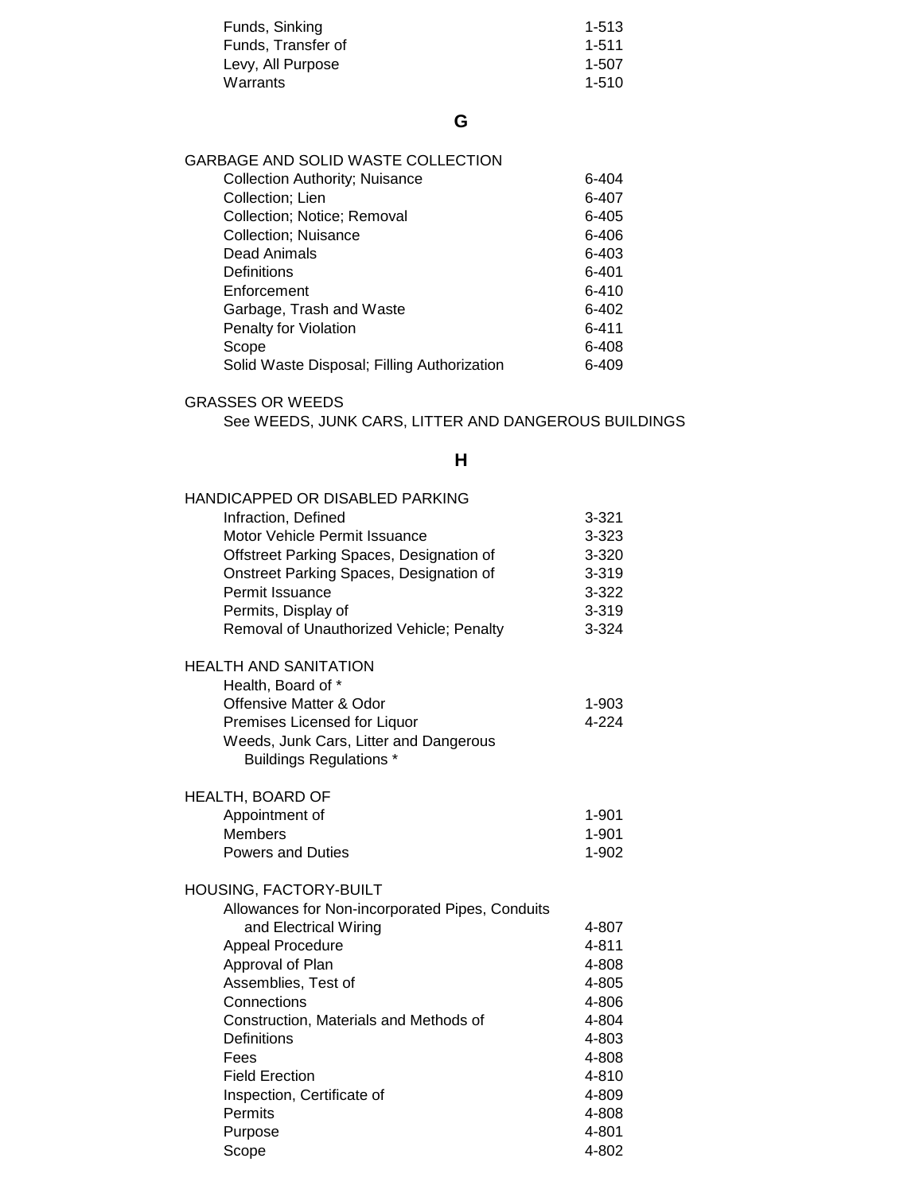| | |
|---|---|
| Funds, Sinking | 1-513 |
| Funds, Transfer of | 1-511 |
| Levy, All Purpose | 1-507 |
| Warrants | 1-510 |

## G

**GARBAGE AND SOLID WASTE COLLECTION**

| | |
|---|---|
| Collection Authority; Nuisance | 6-404 |
| Collection; Lien | 6-407 |
| Collection; Notice; Removal | 6-405 |
| Collection; Nuisance | 6-406 |
| Dead Animals | 6-403 |
| Definitions | 6-401 |
| Enforcement | 6-410 |
| Garbage, Trash and Waste | 6-402 |
| Penalty for Violation | 6-411 |
| Scope | 6-408 |
| Solid Waste Disposal; Filling Authorization | 6-409 |

**GRASSES OR WEEDS**

See WEEDS, JUNK CARS, LITTER AND DANGEROUS BUILDINGS

## H

**HANDICAPPED OR DISABLED PARKING**

| | |
|---|---|
| Infraction, Defined | 3-321 |
| Motor Vehicle Permit Issuance | 3-323 |
| Offstreet Parking Spaces, Designation of | 3-320 |
| Onstreet Parking Spaces, Designation of | 3-319 |
| Permit Issuance | 3-322 |
| Permits, Display of | 3-319 |
| Removal of Unauthorized Vehicle; Penalty | 3-324 |

**HEALTH AND SANITATION**

| | |
|---|---|
| Health, Board of * | |
| Offensive Matter & Odor | 1-903 |
| Premises Licensed for Liquor | 4-224 |
| Weeds, Junk Cars, Litter and Dangerous Buildings Regulations * | |

**HEALTH, BOARD OF**

| | |
|---|---|
| Appointment of | 1-901 |
| Members | 1-901 |
| Powers and Duties | 1-902 |

**HOUSING, FACTORY-BUILT**

| | |
|---|---|
| Allowances for Non-incorporated Pipes, Conduits and Electrical Wiring | 4-807 |
| Appeal Procedure | 4-811 |
| Approval of Plan | 4-808 |
| Assemblies, Test of | 4-805 |
| Connections | 4-806 |
| Construction, Materials and Methods of | 4-804 |
| Definitions | 4-803 |
| Fees | 4-808 |
| Field Erection | 4-810 |
| Inspection, Certificate of | 4-809 |
| Permits | 4-808 |
| Purpose | 4-801 |
| Scope | 4-802 |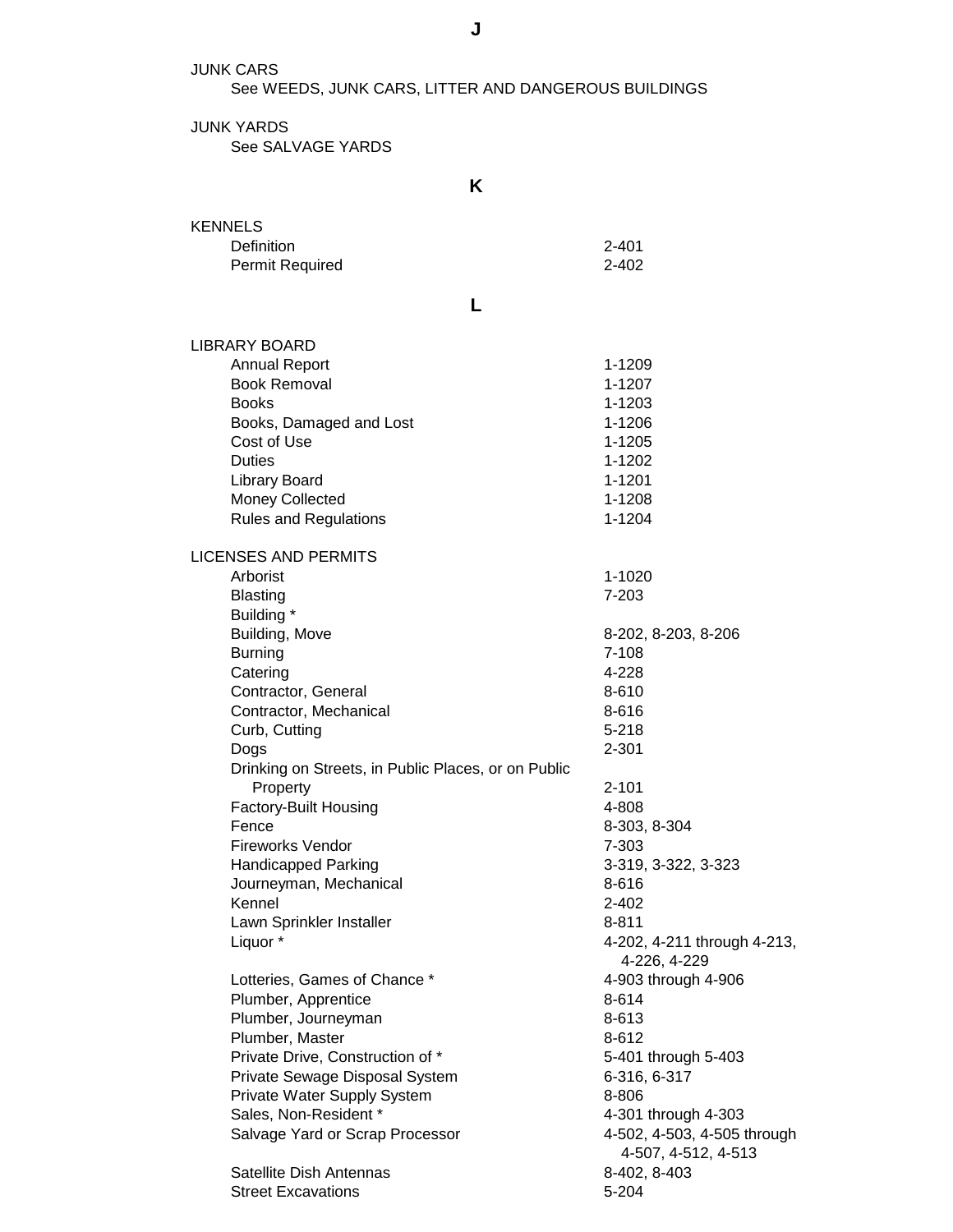## J

JUNK CARS
See WEEDS, JUNK CARS, LITTER AND DANGEROUS BUILDINGS

JUNK YARDS
See SALVAGE YARDS

## K

KENNELS

| | |
|---|---|
| Definition | 2-401 |
| Permit Required | 2-402 |

## L

LIBRARY BOARD

| | |
|---|---|
| Annual Report | 1-1209 |
| Book Removal | 1-1207 |
| Books | 1-1203 |
| Books, Damaged and Lost | 1-1206 |
| Cost of Use | 1-1205 |
| Duties | 1-1202 |
| Library Board | 1-1201 |
| Money Collected | 1-1208 |
| Rules and Regulations | 1-1204 |

LICENSES AND PERMITS

| | |
|---|---|
| Arborist | 1-1020 |
| Blasting | 7-203 |
| Building * | |
| Building, Move | 8-202, 8-203, 8-206 |
| Burning | 7-108 |
| Catering | 4-228 |
| Contractor, General | 8-610 |
| Contractor, Mechanical | 8-616 |
| Curb, Cutting | 5-218 |
| Dogs | 2-301 |
| Drinking on Streets, in Public Places, or on Public Property | 2-101 |
| Factory-Built Housing | 4-808 |
| Fence | 8-303, 8-304 |
| Fireworks Vendor | 7-303 |
| Handicapped Parking | 3-319, 3-322, 3-323 |
| Journeyman, Mechanical | 8-616 |
| Kennel | 2-402 |
| Lawn Sprinkler Installer | 8-811 |
| Liquor * | 4-202, 4-211 through 4-213, 4-226, 4-229 |
| Lotteries, Games of Chance * | 4-903 through 4-906 |
| Plumber, Apprentice | 8-614 |
| Plumber, Journeyman | 8-613 |
| Plumber, Master | 8-612 |
| Private Drive, Construction of * | 5-401 through 5-403 |
| Private Sewage Disposal System | 6-316, 6-317 |
| Private Water Supply System | 8-806 |
| Sales, Non-Resident * | 4-301 through 4-303 |
| Salvage Yard or Scrap Processor | 4-502, 4-503, 4-505 through 4-507, 4-512, 4-513 |
| Satellite Dish Antennas | 8-402, 8-403 |
| Street Excavations | 5-204 |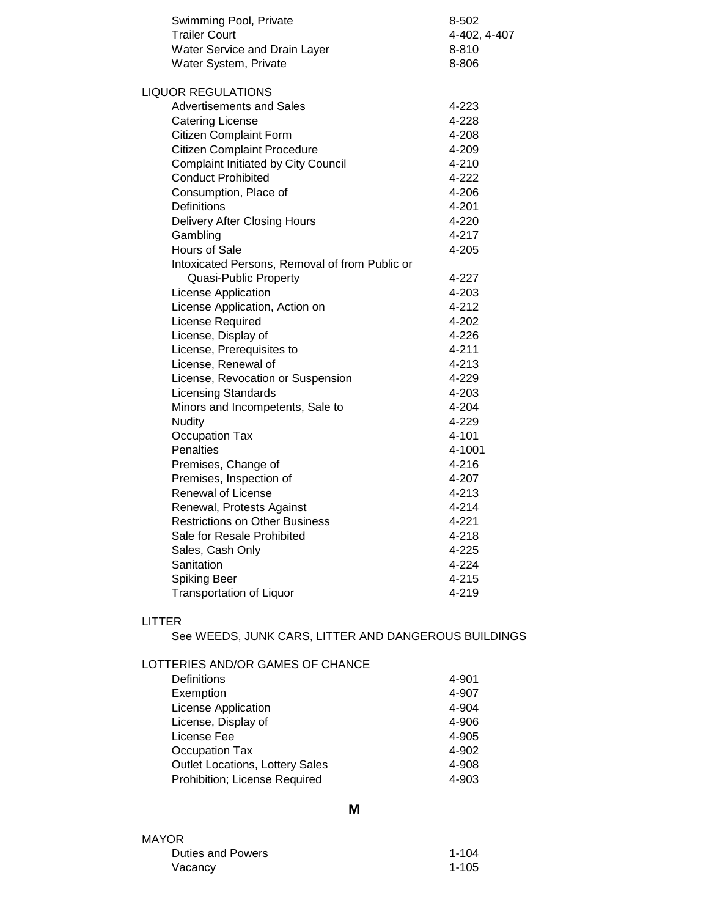| | |
|---|---|
| Swimming Pool, Private | 8-502 |
| Trailer Court | 4-402, 4-407 |
| Water Service and Drain Layer | 8-810 |
| Water System, Private | 8-806 |

LIQUOR REGULATIONS

| | |
|---|---|
| Advertisements and Sales | 4-223 |
| Catering License | 4-228 |
| Citizen Complaint Form | 4-208 |
| Citizen Complaint Procedure | 4-209 |
| Complaint Initiated by City Council | 4-210 |
| Conduct Prohibited | 4-222 |
| Consumption, Place of | 4-206 |
| Definitions | 4-201 |
| Delivery After Closing Hours | 4-220 |
| Gambling | 4-217 |
| Hours of Sale | 4-205 |
| Intoxicated Persons, Removal of from Public or Quasi-Public Property | 4-227 |
| License Application | 4-203 |
| License Application, Action on | 4-212 |
| License Required | 4-202 |
| License, Display of | 4-226 |
| License, Prerequisites to | 4-211 |
| License, Renewal of | 4-213 |
| License, Revocation or Suspension | 4-229 |
| Licensing Standards | 4-203 |
| Minors and Incompetents, Sale to | 4-204 |
| Nudity | 4-229 |
| Occupation Tax | 4-101 |
| Penalties | 4-1001 |
| Premises, Change of | 4-216 |
| Premises, Inspection of | 4-207 |
| Renewal of License | 4-213 |
| Renewal, Protests Against | 4-214 |
| Restrictions on Other Business | 4-221 |
| Sale for Resale Prohibited | 4-218 |
| Sales, Cash Only | 4-225 |
| Sanitation | 4-224 |
| Spiking Beer | 4-215 |
| Transportation of Liquor | 4-219 |

LITTER

See WEEDS, JUNK CARS, LITTER AND DANGEROUS BUILDINGS

LOTTERIES AND/OR GAMES OF CHANCE

| | |
|---|---|
| Definitions | 4-901 |
| Exemption | 4-907 |
| License Application | 4-904 |
| License, Display of | 4-906 |
| License Fee | 4-905 |
| Occupation Tax | 4-902 |
| Outlet Locations, Lottery Sales | 4-908 |
| Prohibition; License Required | 4-903 |

## M

MAYOR

| | |
|---|---|
| Duties and Powers | 1-104 |
| Vacancy | 1-105 |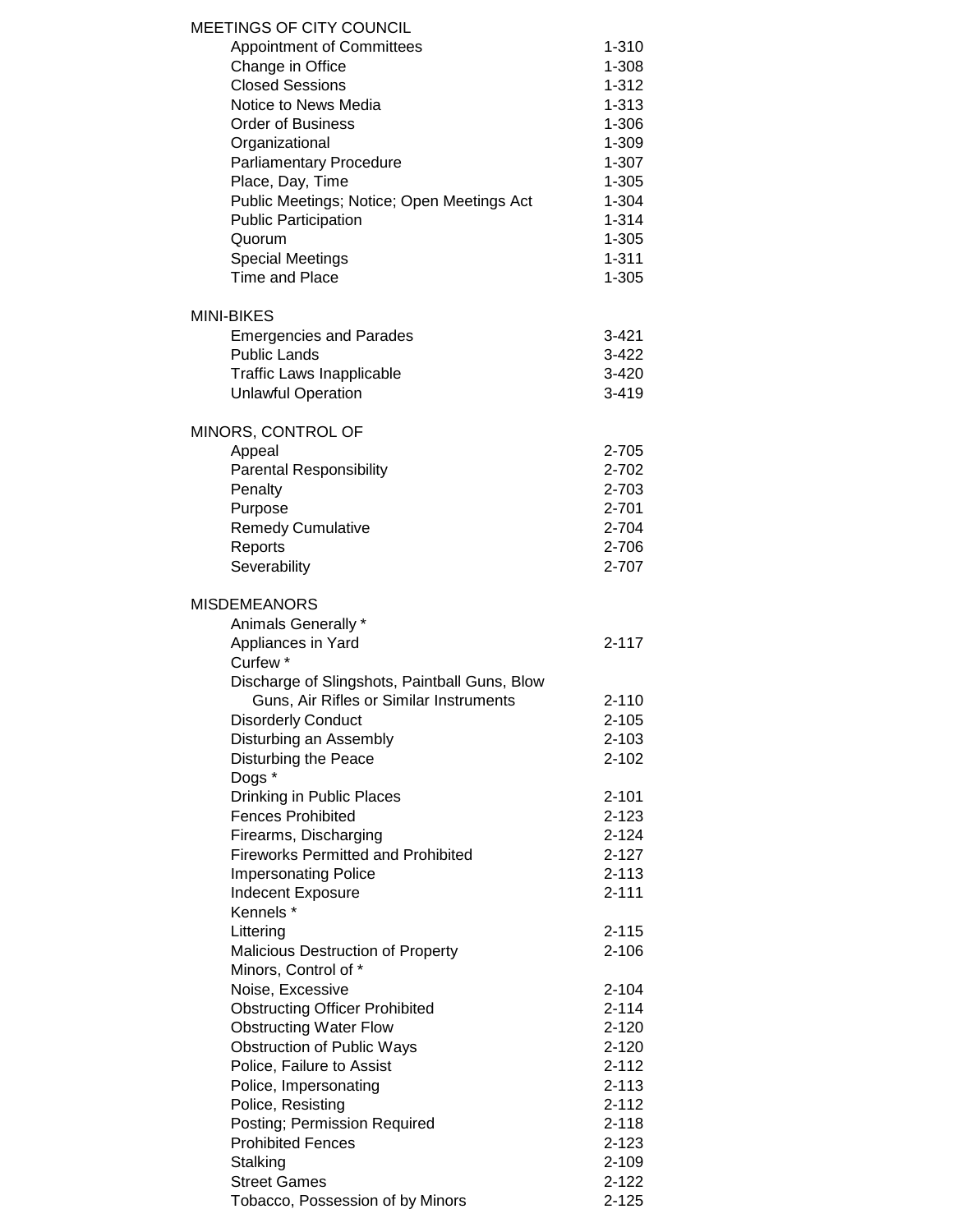| MEETINGS OF CITY COUNCIL | |
|---|---|
| Appointment of Committees | 1-310 |
| Change in Office | 1-308 |
| Closed Sessions | 1-312 |
| Notice to News Media | 1-313 |
| Order of Business | 1-306 |
| Organizational | 1-309 |
| Parliamentary Procedure | 1-307 |
| Place, Day, Time | 1-305 |
| Public Meetings; Notice; Open Meetings Act | 1-304 |
| Public Participation | 1-314 |
| Quorum | 1-305 |
| Special Meetings | 1-311 |
| Time and Place | 1-305 |

| MINI-BIKES | |
|---|---|
| Emergencies and Parades | 3-421 |
| Public Lands | 3-422 |
| Traffic Laws Inapplicable | 3-420 |
| Unlawful Operation | 3-419 |

| MINORS, CONTROL OF | |
|---|---|
| Appeal | 2-705 |
| Parental Responsibility | 2-702 |
| Penalty | 2-703 |
| Purpose | 2-701 |
| Remedy Cumulative | 2-704 |
| Reports | 2-706 |
| Severability | 2-707 |

| MISDEMEANORS | |
|---|---|
| Animals Generally * | |
| Appliances in Yard | 2-117 |
| Curfew * | |
| Discharge of Slingshots, Paintball Guns, Blow Guns, Air Rifles or Similar Instruments | 2-110 |
| Disorderly Conduct | 2-105 |
| Disturbing an Assembly | 2-103 |
| Disturbing the Peace | 2-102 |
| Dogs * | |
| Drinking in Public Places | 2-101 |
| Fences Prohibited | 2-123 |
| Firearms, Discharging | 2-124 |
| Fireworks Permitted and Prohibited | 2-127 |
| Impersonating Police | 2-113 |
| Indecent Exposure | 2-111 |
| Kennels * | |
| Littering | 2-115 |
| Malicious Destruction of Property | 2-106 |
| Minors, Control of * | |
| Noise, Excessive | 2-104 |
| Obstructing Officer Prohibited | 2-114 |
| Obstructing Water Flow | 2-120 |
| Obstruction of Public Ways | 2-120 |
| Police, Failure to Assist | 2-112 |
| Police, Impersonating | 2-113 |
| Police, Resisting | 2-112 |
| Posting; Permission Required | 2-118 |
| Prohibited Fences | 2-123 |
| Stalking | 2-109 |
| Street Games | 2-122 |
| Tobacco, Possession of by Minors | 2-125 |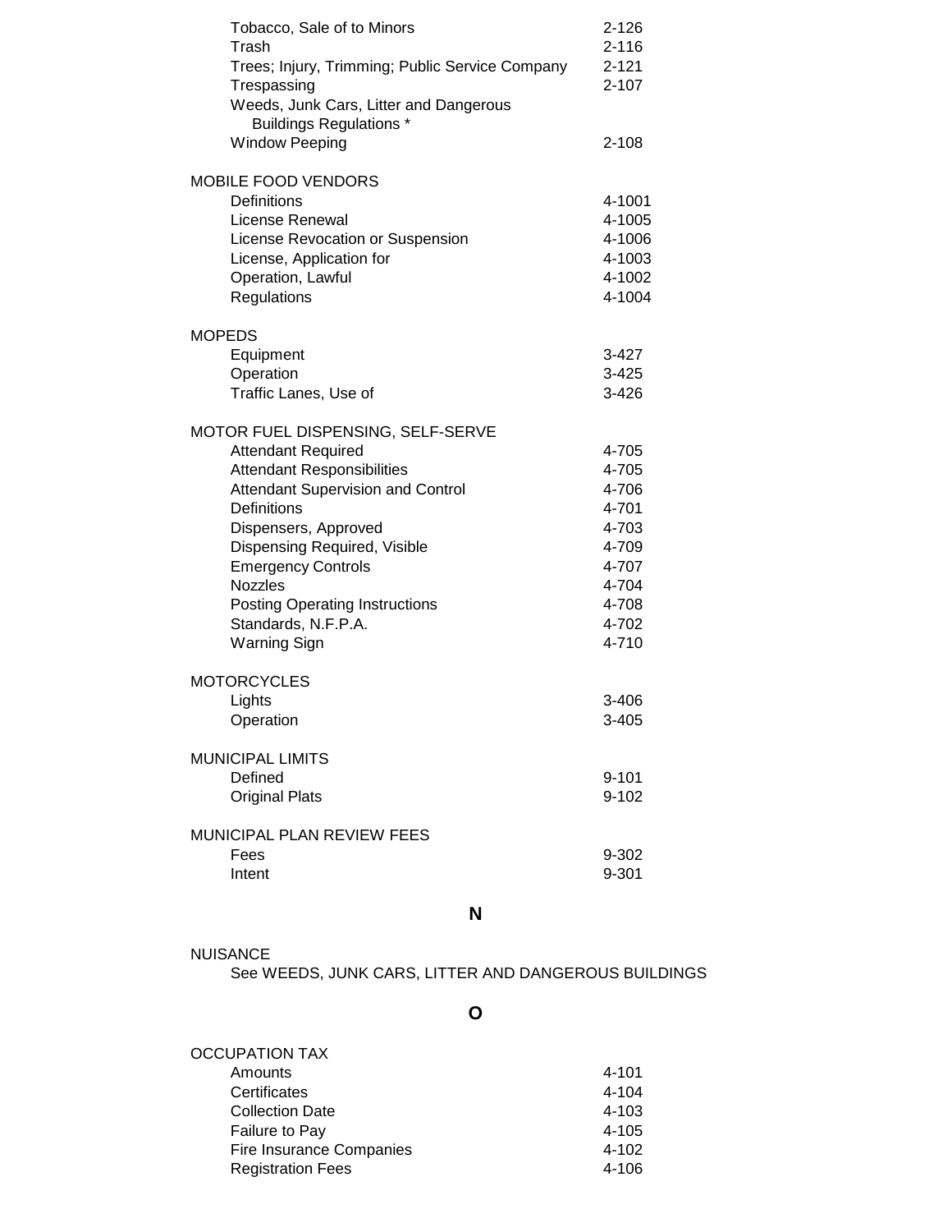| | |
|---|---|
| Tobacco, Sale of to Minors | 2-126 |
| Trash | 2-116 |
| Trees; Injury, Trimming; Public Service Company | 2-121 |
| Trespassing | 2-107 |
| Weeds, Junk Cars, Litter and Dangerous Buildings Regulations * | |
| Window Peeping | 2-108 |

MOBILE FOOD VENDORS

| | |
|---|---|
| Definitions | 4-1001 |
| License Renewal | 4-1005 |
| License Revocation or Suspension | 4-1006 |
| License, Application for | 4-1003 |
| Operation, Lawful | 4-1002 |
| Regulations | 4-1004 |

MOPEDS

| | |
|---|---|
| Equipment | 3-427 |
| Operation | 3-425 |
| Traffic Lanes, Use of | 3-426 |

MOTOR FUEL DISPENSING, SELF-SERVE

| | |
|---|---|
| Attendant Required | 4-705 |
| Attendant Responsibilities | 4-705 |
| Attendant Supervision and Control | 4-706 |
| Definitions | 4-701 |
| Dispensers, Approved | 4-703 |
| Dispensing Required, Visible | 4-709 |
| Emergency Controls | 4-707 |
| Nozzles | 4-704 |
| Posting Operating Instructions | 4-708 |
| Standards, N.F.P.A. | 4-702 |
| Warning Sign | 4-710 |

MOTORCYCLES

| | |
|---|---|
| Lights | 3-406 |
| Operation | 3-405 |

MUNICIPAL LIMITS

| | |
|---|---|
| Defined | 9-101 |
| Original Plats | 9-102 |

MUNICIPAL PLAN REVIEW FEES

| | |
|---|---|
| Fees | 9-302 |
| Intent | 9-301 |

## N

NUISANCE

See WEEDS, JUNK CARS, LITTER AND DANGEROUS BUILDINGS

## O

OCCUPATION TAX

| | |
|---|---|
| Amounts | 4-101 |
| Certificates | 4-104 |
| Collection Date | 4-103 |
| Failure to Pay | 4-105 |
| Fire Insurance Companies | 4-102 |
| Registration Fees | 4-106 |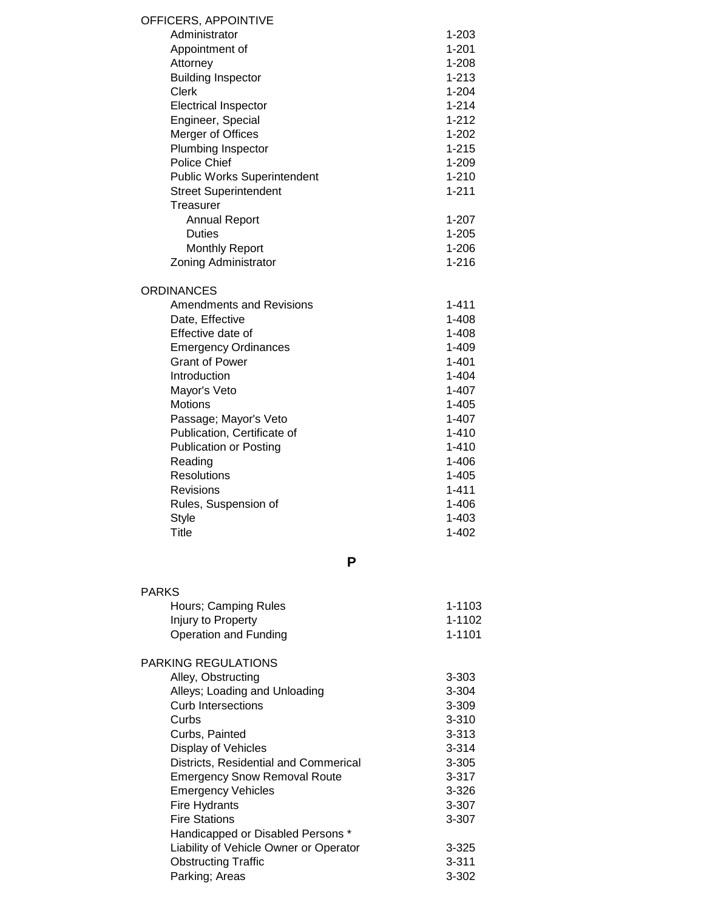OFFICERS, APPOINTIVE

| | |
|---|---|
| Administrator | 1-203 |
| Appointment of | 1-201 |
| Attorney | 1-208 |
| Building Inspector | 1-213 |
| Clerk | 1-204 |
| Electrical Inspector | 1-214 |
| Engineer, Special | 1-212 |
| Merger of Offices | 1-202 |
| Plumbing Inspector | 1-215 |
| Police Chief | 1-209 |
| Public Works Superintendent | 1-210 |
| Street Superintendent | 1-211 |
| Treasurer | |
| Annual Report | 1-207 |
| Duties | 1-205 |
| Monthly Report | 1-206 |
| Zoning Administrator | 1-216 |

ORDINANCES

| | |
|---|---|
| Amendments and Revisions | 1-411 |
| Date, Effective | 1-408 |
| Effective date of | 1-408 |
| Emergency Ordinances | 1-409 |
| Grant of Power | 1-401 |
| Introduction | 1-404 |
| Mayor's Veto | 1-407 |
| Motions | 1-405 |
| Passage; Mayor's Veto | 1-407 |
| Publication, Certificate of | 1-410 |
| Publication or Posting | 1-410 |
| Reading | 1-406 |
| Resolutions | 1-405 |
| Revisions | 1-411 |
| Rules, Suspension of | 1-406 |
| Style | 1-403 |
| Title | 1-402 |

## P

PARKS

| | |
|---|---|
| Hours; Camping Rules | 1-1103 |
| Injury to Property | 1-1102 |
| Operation and Funding | 1-1101 |

PARKING REGULATIONS

| | |
|---|---|
| Alley, Obstructing | 3-303 |
| Alleys; Loading and Unloading | 3-304 |
| Curb Intersections | 3-309 |
| Curbs | 3-310 |
| Curbs, Painted | 3-313 |
| Display of Vehicles | 3-314 |
| Districts, Residential and Commerical | 3-305 |
| Emergency Snow Removal Route | 3-317 |
| Emergency Vehicles | 3-326 |
| Fire Hydrants | 3-307 |
| Fire Stations | 3-307 |
| Handicapped or Disabled Persons * | |
| Liability of Vehicle Owner or Operator | 3-325 |
| Obstructing Traffic | 3-311 |
| Parking; Areas | 3-302 |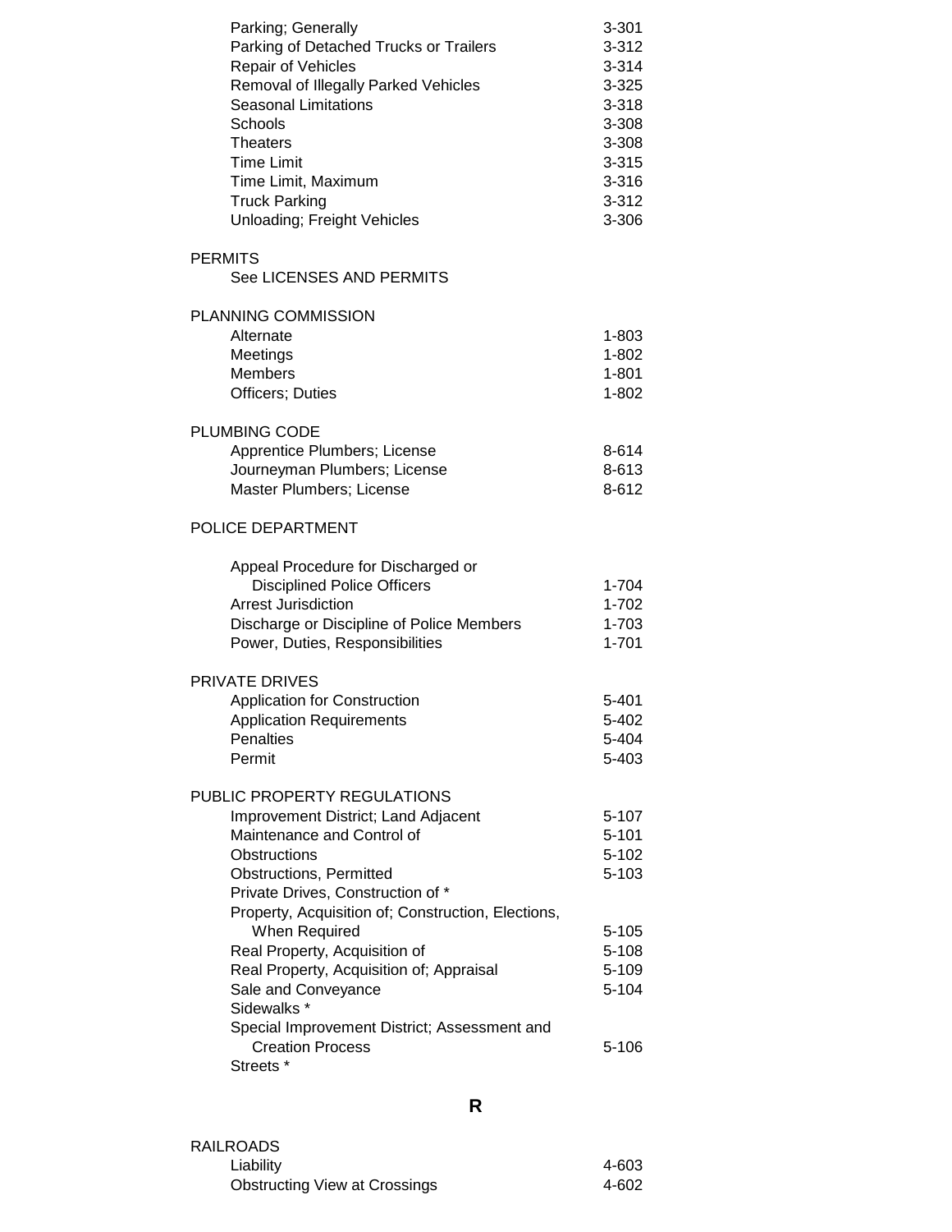| | |
|---|---|
| Parking; Generally | 3-301 |
| Parking of Detached Trucks or Trailers | 3-312 |
| Repair of Vehicles | 3-314 |
| Removal of Illegally Parked Vehicles | 3-325 |
| Seasonal Limitations | 3-318 |
| Schools | 3-308 |
| Theaters | 3-308 |
| Time Limit | 3-315 |
| Time Limit, Maximum | 3-316 |
| Truck Parking | 3-312 |
| Unloading; Freight Vehicles | 3-306 |

PERMITS

See LICENSES AND PERMITS

PLANNING COMMISSION

| | |
|---|---|
| Alternate | 1-803 |
| Meetings | 1-802 |
| Members | 1-801 |
| Officers; Duties | 1-802 |

PLUMBING CODE

| | |
|---|---|
| Apprentice Plumbers; License | 8-614 |
| Journeyman Plumbers; License | 8-613 |
| Master Plumbers; License | 8-612 |

POLICE DEPARTMENT

| | |
|---|---|
| Appeal Procedure for Discharged or Disciplined Police Officers | 1-704 |
| Arrest Jurisdiction | 1-702 |
| Discharge or Discipline of Police Members | 1-703 |
| Power, Duties, Responsibilities | 1-701 |

PRIVATE DRIVES

| | |
|---|---|
| Application for Construction | 5-401 |
| Application Requirements | 5-402 |
| Penalties | 5-404 |
| Permit | 5-403 |

PUBLIC PROPERTY REGULATIONS

| | |
|---|---|
| Improvement District; Land Adjacent | 5-107 |
| Maintenance and Control of | 5-101 |
| Obstructions | 5-102 |
| Obstructions, Permitted | 5-103 |
| Private Drives, Construction of * | |
| Property, Acquisition of; Construction, Elections, When Required | 5-105 |
| Real Property, Acquisition of | 5-108 |
| Real Property, Acquisition of; Appraisal | 5-109 |
| Sale and Conveyance | 5-104 |
| Sidewalks * | |
| Special Improvement District; Assessment and Creation Process | 5-106 |
| Streets * | |

## R

RAILROADS

| | |
|---|---|
| Liability | 4-603 |
| Obstructing View at Crossings | 4-602 |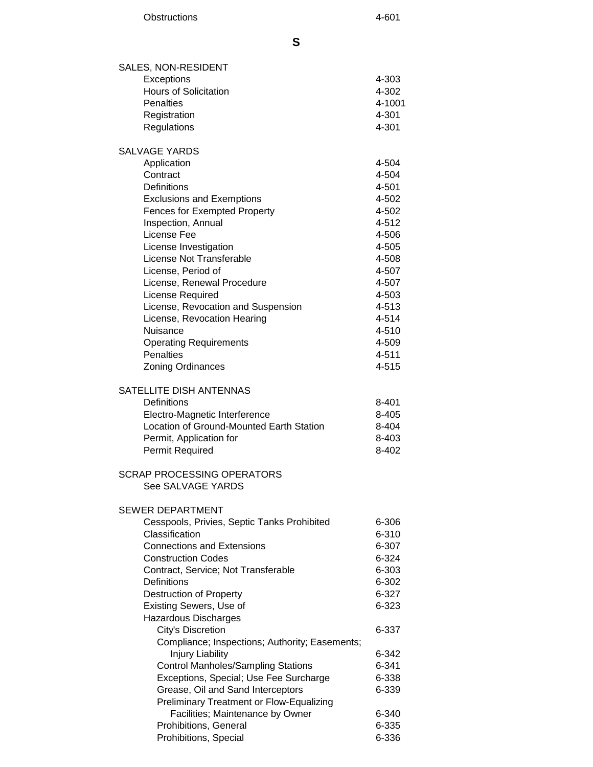| | |
|---|---|
| Obstructions | 4-601 |

## S

| | |
|---|---|
| **SALES, NON-RESIDENT** | |
| Exceptions | 4-303 |
| Hours of Solicitation | 4-302 |
| Penalties | 4-1001 |
| Registration | 4-301 |
| Regulations | 4-301 |
| | |
| **SALVAGE YARDS** | |
| Application | 4-504 |
| Contract | 4-504 |
| Definitions | 4-501 |
| Exclusions and Exemptions | 4-502 |
| Fences for Exempted Property | 4-502 |
| Inspection, Annual | 4-512 |
| License Fee | 4-506 |
| License Investigation | 4-505 |
| License Not Transferable | 4-508 |
| License, Period of | 4-507 |
| License, Renewal Procedure | 4-507 |
| License Required | 4-503 |
| License, Revocation and Suspension | 4-513 |
| License, Revocation Hearing | 4-514 |
| Nuisance | 4-510 |
| Operating Requirements | 4-509 |
| Penalties | 4-511 |
| Zoning Ordinances | 4-515 |
| | |
| **SATELLITE DISH ANTENNAS** | |
| Definitions | 8-401 |
| Electro-Magnetic Interference | 8-405 |
| Location of Ground-Mounted Earth Station | 8-404 |
| Permit, Application for | 8-403 |
| Permit Required | 8-402 |
| | |
| **SCRAP PROCESSING OPERATORS** | |
| See SALVAGE YARDS | |
| | |
| **SEWER DEPARTMENT** | |
| Cesspools, Privies, Septic Tanks Prohibited | 6-306 |
| Classification | 6-310 |
| Connections and Extensions | 6-307 |
| Construction Codes | 6-324 |
| Contract, Service; Not Transferable | 6-303 |
| Definitions | 6-302 |
| Destruction of Property | 6-327 |
| Existing Sewers, Use of | 6-323 |
| Hazardous Discharges | |
| City's Discretion | 6-337 |
| Compliance; Inspections; Authority; Easements; Injury Liability | 6-342 |
| Control Manholes/Sampling Stations | 6-341 |
| Exceptions, Special; Use Fee Surcharge | 6-338 |
| Grease, Oil and Sand Interceptors | 6-339 |
| Preliminary Treatment or Flow-Equalizing Facilities; Maintenance by Owner | 6-340 |
| Prohibitions, General | 6-335 |
| Prohibitions, Special | 6-336 |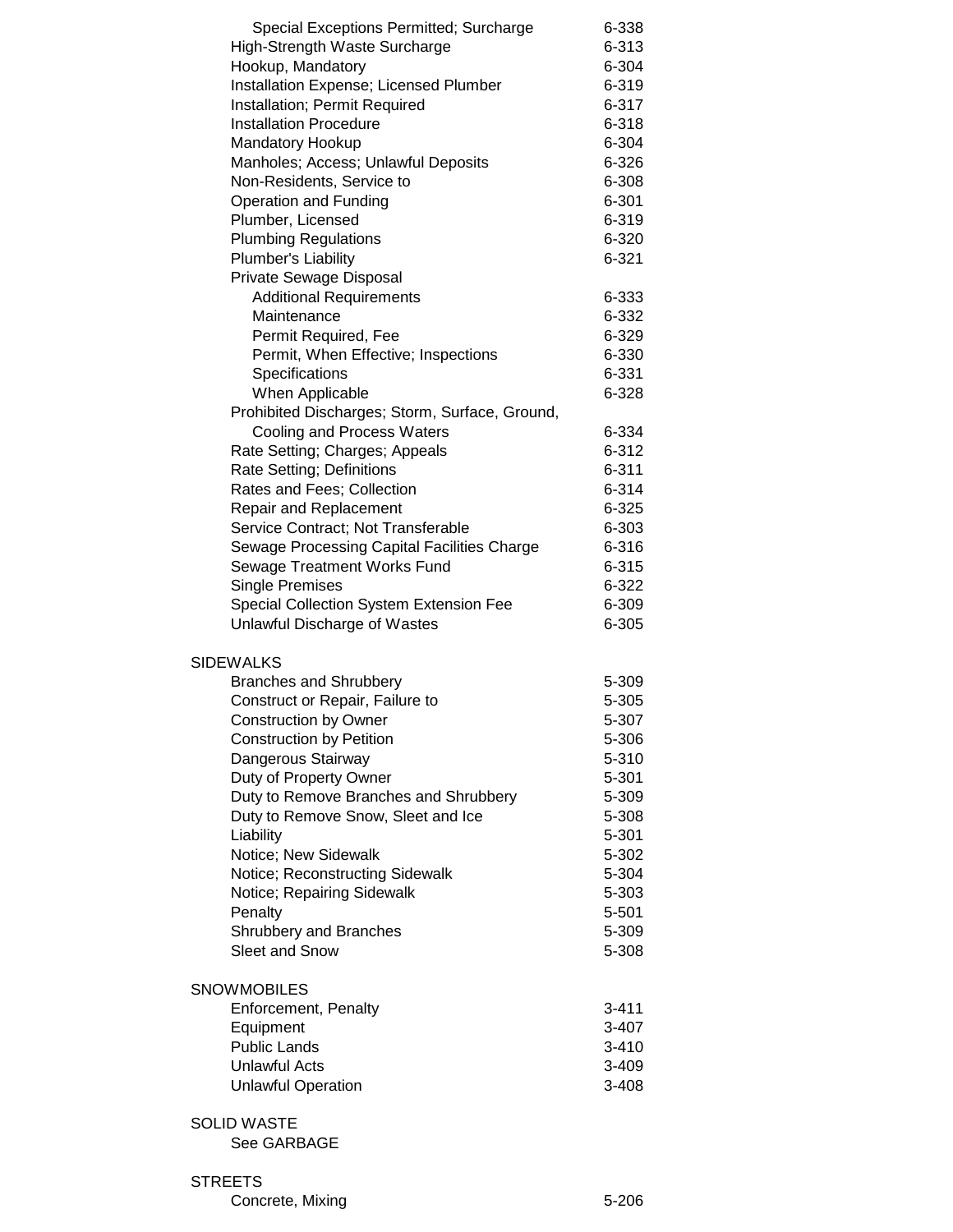| | |
|---|---|
| Special Exceptions Permitted; Surcharge | 6-338 |
| High-Strength Waste Surcharge | 6-313 |
| Hookup, Mandatory | 6-304 |
| Installation Expense; Licensed Plumber | 6-319 |
| Installation; Permit Required | 6-317 |
| Installation Procedure | 6-318 |
| Mandatory Hookup | 6-304 |
| Manholes; Access; Unlawful Deposits | 6-326 |
| Non-Residents, Service to | 6-308 |
| Operation and Funding | 6-301 |
| Plumber, Licensed | 6-319 |
| Plumbing Regulations | 6-320 |
| Plumber's Liability | 6-321 |
| Private Sewage Disposal | |
| Additional Requirements | 6-333 |
| Maintenance | 6-332 |
| Permit Required, Fee | 6-329 |
| Permit, When Effective; Inspections | 6-330 |
| Specifications | 6-331 |
| When Applicable | 6-328 |
| Prohibited Discharges; Storm, Surface, Ground, Cooling and Process Waters | 6-334 |
| Rate Setting; Charges; Appeals | 6-312 |
| Rate Setting; Definitions | 6-311 |
| Rates and Fees; Collection | 6-314 |
| Repair and Replacement | 6-325 |
| Service Contract; Not Transferable | 6-303 |
| Sewage Processing Capital Facilities Charge | 6-316 |
| Sewage Treatment Works Fund | 6-315 |
| Single Premises | 6-322 |
| Special Collection System Extension Fee | 6-309 |
| Unlawful Discharge of Wastes | 6-305 |

SIDEWALKS

| | |
|---|---|
| Branches and Shrubbery | 5-309 |
| Construct or Repair, Failure to | 5-305 |
| Construction by Owner | 5-307 |
| Construction by Petition | 5-306 |
| Dangerous Stairway | 5-310 |
| Duty of Property Owner | 5-301 |
| Duty to Remove Branches and Shrubbery | 5-309 |
| Duty to Remove Snow, Sleet and Ice | 5-308 |
| Liability | 5-301 |
| Notice; New Sidewalk | 5-302 |
| Notice; Reconstructing Sidewalk | 5-304 |
| Notice; Repairing Sidewalk | 5-303 |
| Penalty | 5-501 |
| Shrubbery and Branches | 5-309 |
| Sleet and Snow | 5-308 |

SNOWMOBILES

| | |
|---|---|
| Enforcement, Penalty | 3-411 |
| Equipment | 3-407 |
| Public Lands | 3-410 |
| Unlawful Acts | 3-409 |
| Unlawful Operation | 3-408 |

SOLID WASTE

See GARBAGE

STREETS

| | |
|---|---|
| Concrete, Mixing | 5-206 |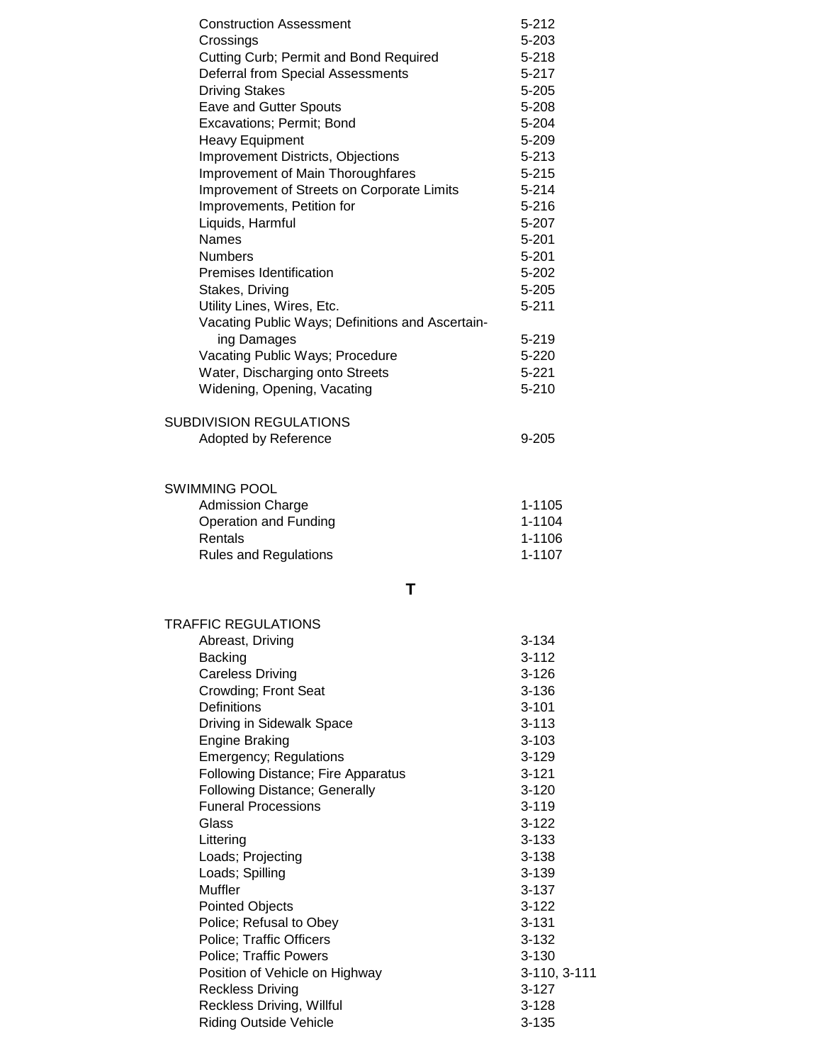| | |
|---|---|
| Construction Assessment | 5-212 |
| Crossings | 5-203 |
| Cutting Curb; Permit and Bond Required | 5-218 |
| Deferral from Special Assessments | 5-217 |
| Driving Stakes | 5-205 |
| Eave and Gutter Spouts | 5-208 |
| Excavations; Permit; Bond | 5-204 |
| Heavy Equipment | 5-209 |
| Improvement Districts, Objections | 5-213 |
| Improvement of Main Thoroughfares | 5-215 |
| Improvement of Streets on Corporate Limits | 5-214 |
| Improvements, Petition for | 5-216 |
| Liquids, Harmful | 5-207 |
| Names | 5-201 |
| Numbers | 5-201 |
| Premises Identification | 5-202 |
| Stakes, Driving | 5-205 |
| Utility Lines, Wires, Etc. | 5-211 |
| Vacating Public Ways; Definitions and Ascertaining Damages | 5-219 |
| Vacating Public Ways; Procedure | 5-220 |
| Water, Discharging onto Streets | 5-221 |
| Widening, Opening, Vacating | 5-210 |

SUBDIVISION REGULATIONS

| | |
|---|---|
| Adopted by Reference | 9-205 |

SWIMMING POOL

| | |
|---|---|
| Admission Charge | 1-1105 |
| Operation and Funding | 1-1104 |
| Rentals | 1-1106 |
| Rules and Regulations | 1-1107 |

## T

TRAFFIC REGULATIONS

| | |
|---|---|
| Abreast, Driving | 3-134 |
| Backing | 3-112 |
| Careless Driving | 3-126 |
| Crowding; Front Seat | 3-136 |
| Definitions | 3-101 |
| Driving in Sidewalk Space | 3-113 |
| Engine Braking | 3-103 |
| Emergency; Regulations | 3-129 |
| Following Distance; Fire Apparatus | 3-121 |
| Following Distance; Generally | 3-120 |
| Funeral Processions | 3-119 |
| Glass | 3-122 |
| Littering | 3-133 |
| Loads; Projecting | 3-138 |
| Loads; Spilling | 3-139 |
| Muffler | 3-137 |
| Pointed Objects | 3-122 |
| Police; Refusal to Obey | 3-131 |
| Police; Traffic Officers | 3-132 |
| Police; Traffic Powers | 3-130 |
| Position of Vehicle on Highway | 3-110, 3-111 |
| Reckless Driving | 3-127 |
| Reckless Driving, Willful | 3-128 |
| Riding Outside Vehicle | 3-135 |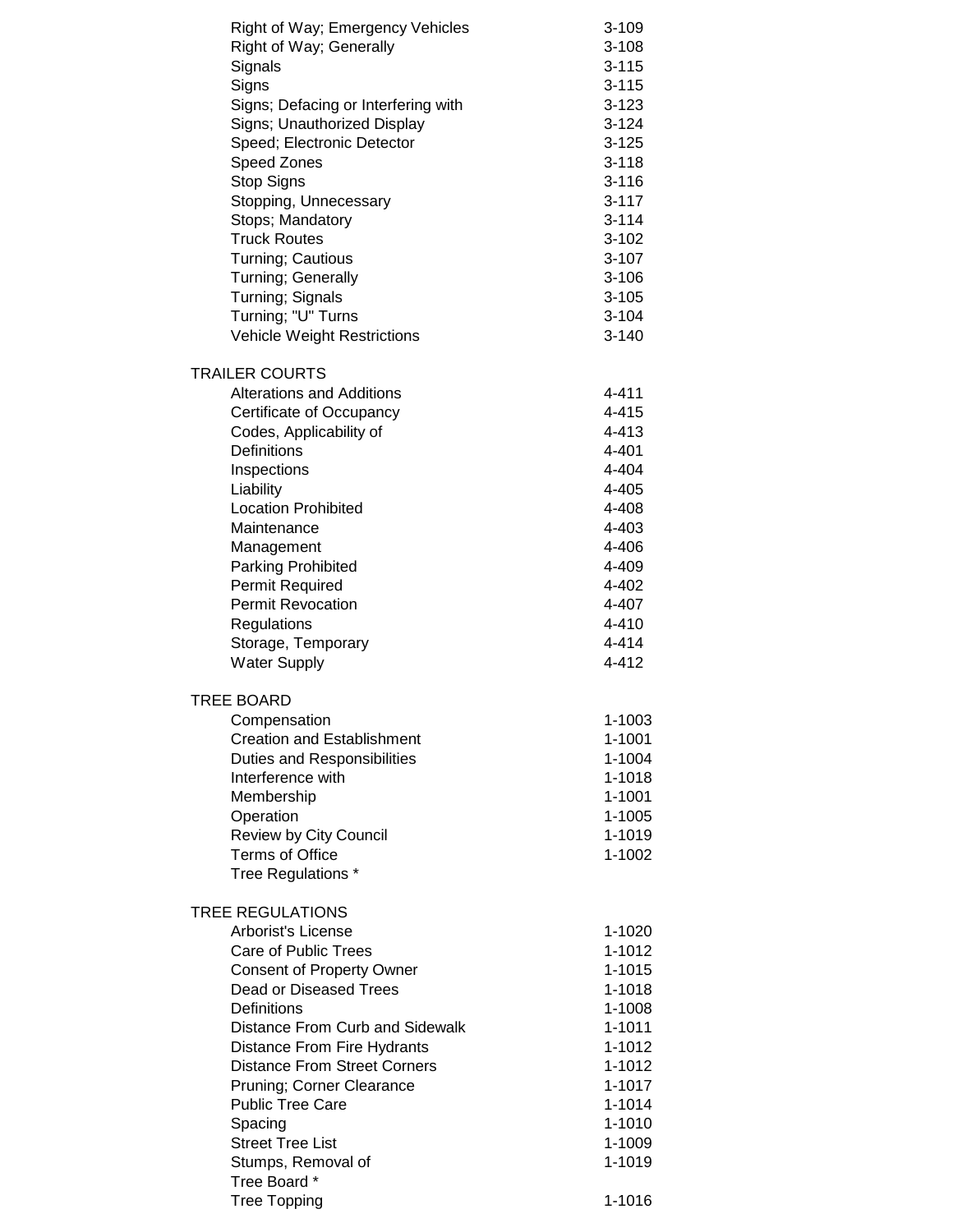| | |
|---|---|
| Right of Way; Emergency Vehicles | 3-109 |
| Right of Way; Generally | 3-108 |
| Signals | 3-115 |
| Signs | 3-115 |
| Signs; Defacing or Interfering with | 3-123 |
| Signs; Unauthorized Display | 3-124 |
| Speed; Electronic Detector | 3-125 |
| Speed Zones | 3-118 |
| Stop Signs | 3-116 |
| Stopping, Unnecessary | 3-117 |
| Stops; Mandatory | 3-114 |
| Truck Routes | 3-102 |
| Turning; Cautious | 3-107 |
| Turning; Generally | 3-106 |
| Turning; Signals | 3-105 |
| Turning; "U" Turns | 3-104 |
| Vehicle Weight Restrictions | 3-140 |

TRAILER COURTS

| | |
|---|---|
| Alterations and Additions | 4-411 |
| Certificate of Occupancy | 4-415 |
| Codes, Applicability of | 4-413 |
| Definitions | 4-401 |
| Inspections | 4-404 |
| Liability | 4-405 |
| Location Prohibited | 4-408 |
| Maintenance | 4-403 |
| Management | 4-406 |
| Parking Prohibited | 4-409 |
| Permit Required | 4-402 |
| Permit Revocation | 4-407 |
| Regulations | 4-410 |
| Storage, Temporary | 4-414 |
| Water Supply | 4-412 |

TREE BOARD

| | |
|---|---|
| Compensation | 1-1003 |
| Creation and Establishment | 1-1001 |
| Duties and Responsibilities | 1-1004 |
| Interference with | 1-1018 |
| Membership | 1-1001 |
| Operation | 1-1005 |
| Review by City Council | 1-1019 |
| Terms of Office | 1-1002 |
| Tree Regulations * | |

TREE REGULATIONS

| | |
|---|---|
| Arborist's License | 1-1020 |
| Care of Public Trees | 1-1012 |
| Consent of Property Owner | 1-1015 |
| Dead or Diseased Trees | 1-1018 |
| Definitions | 1-1008 |
| Distance From Curb and Sidewalk | 1-1011 |
| Distance From Fire Hydrants | 1-1012 |
| Distance From Street Corners | 1-1012 |
| Pruning; Corner Clearance | 1-1017 |
| Public Tree Care | 1-1014 |
| Spacing | 1-1010 |
| Street Tree List | 1-1009 |
| Stumps, Removal of | 1-1019 |
| Tree Board * | |
| Tree Topping | 1-1016 |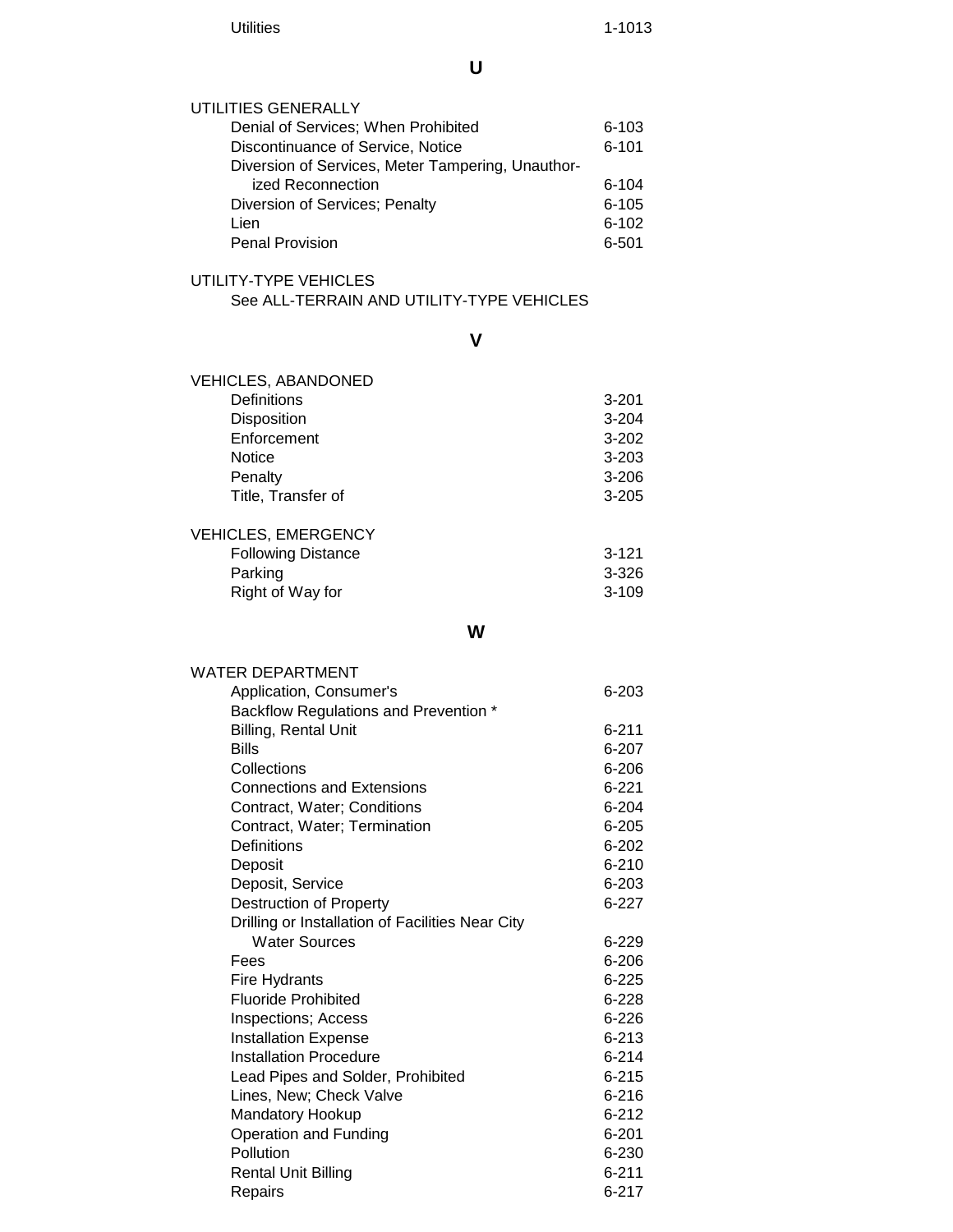## U

| | |
|---|---|
| **UTILITIES GENERALLY** | |
| Denial of Services; When Prohibited | 6-103 |
| Discontinuance of Service, Notice | 6-101 |
| Diversion of Services, Meter Tampering, Unauthorized Reconnection | 6-104 |
| Diversion of Services; Penalty | 6-105 |
| Lien | 6-102 |
| Penal Provision | 6-501 |

UTILITY-TYPE VEHICLES

See ALL-TERRAIN AND UTILITY-TYPE VEHICLES

## V

| | |
|---|---|
| **VEHICLES, ABANDONED** | |
| Definitions | 3-201 |
| Disposition | 3-204 |
| Enforcement | 3-202 |
| Notice | 3-203 |
| Penalty | 3-206 |
| Title, Transfer of | 3-205 |

| | |
|---|---|
| **VEHICLES, EMERGENCY** | |
| Following Distance | 3-121 |
| Parking | 3-326 |
| Right of Way for | 3-109 |

## W

| | |
|---|---|
| **WATER DEPARTMENT** | |
| Application, Consumer's | 6-203 |
| Backflow Regulations and Prevention * | |
| Billing, Rental Unit | 6-211 |
| Bills | 6-207 |
| Collections | 6-206 |
| Connections and Extensions | 6-221 |
| Contract, Water; Conditions | 6-204 |
| Contract, Water; Termination | 6-205 |
| Definitions | 6-202 |
| Deposit | 6-210 |
| Deposit, Service | 6-203 |
| Destruction of Property | 6-227 |
| Drilling or Installation of Facilities Near City Water Sources | 6-229 |
| Fees | 6-206 |
| Fire Hydrants | 6-225 |
| Fluoride Prohibited | 6-228 |
| Inspections; Access | 6-226 |
| Installation Expense | 6-213 |
| Installation Procedure | 6-214 |
| Lead Pipes and Solder, Prohibited | 6-215 |
| Lines, New; Check Valve | 6-216 |
| Mandatory Hookup | 6-212 |
| Operation and Funding | 6-201 |
| Pollution | 6-230 |
| Rental Unit Billing | 6-211 |
| Repairs | 6-217 |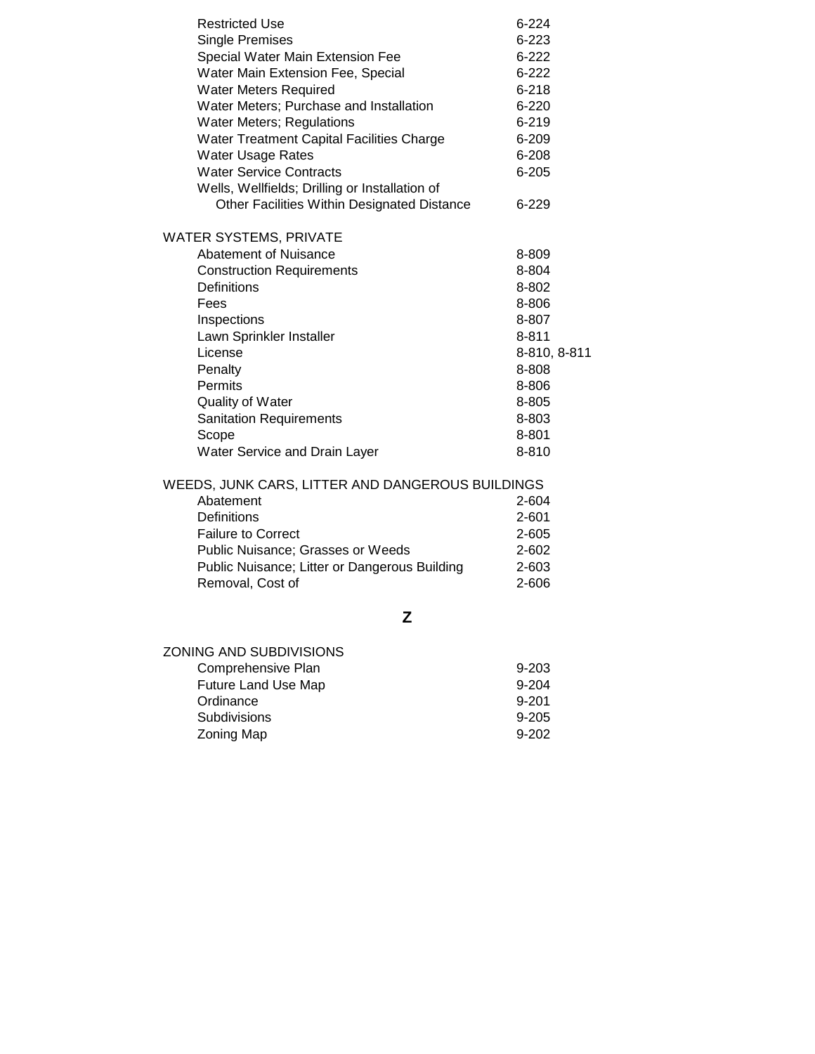| | |
|---|---|
| Restricted Use | 6-224 |
| Single Premises | 6-223 |
| Special Water Main Extension Fee | 6-222 |
| Water Main Extension Fee, Special | 6-222 |
| Water Meters Required | 6-218 |
| Water Meters; Purchase and Installation | 6-220 |
| Water Meters; Regulations | 6-219 |
| Water Treatment Capital Facilities Charge | 6-209 |
| Water Usage Rates | 6-208 |
| Water Service Contracts | 6-205 |
| Wells, Wellfields; Drilling or Installation of Other Facilities Within Designated Distance | 6-229 |

WATER SYSTEMS, PRIVATE

| | |
|---|---|
| Abatement of Nuisance | 8-809 |
| Construction Requirements | 8-804 |
| Definitions | 8-802 |
| Fees | 8-806 |
| Inspections | 8-807 |
| Lawn Sprinkler Installer | 8-811 |
| License | 8-810, 8-811 |
| Penalty | 8-808 |
| Permits | 8-806 |
| Quality of Water | 8-805 |
| Sanitation Requirements | 8-803 |
| Scope | 8-801 |
| Water Service and Drain Layer | 8-810 |

WEEDS, JUNK CARS, LITTER AND DANGEROUS BUILDINGS

| | |
|---|---|
| Abatement | 2-604 |
| Definitions | 2-601 |
| Failure to Correct | 2-605 |
| Public Nuisance; Grasses or Weeds | 2-602 |
| Public Nuisance; Litter or Dangerous Building | 2-603 |
| Removal, Cost of | 2-606 |

## Z

ZONING AND SUBDIVISIONS

| | |
|---|---|
| Comprehensive Plan | 9-203 |
| Future Land Use Map | 9-204 |
| Ordinance | 9-201 |
| Subdivisions | 9-205 |
| Zoning Map | 9-202 |